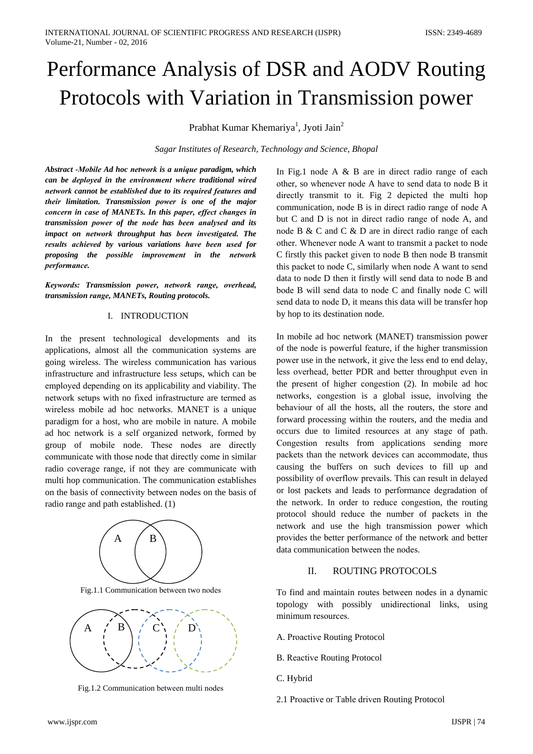# Performance Analysis of DSR and AODV Routing Protocols with Variation in Transmission power

Prabhat Kumar Khemariya[1], Jyoti Jain[2]

*Sagar Institutes of Research, Technology and Science, Bhopal*

***Abstract -Mobile Ad hoc network is a unique paradigm, which can be deployed in the environment where traditional wired network cannot be established due to its required features and their limitation. Transmission power is one of the major concern in case of MANETs. In this paper, effect changes in transmission power of the node has been analysed and its impact on network throughput has been investigated. The results achieved by various variations have been used for proposing the possible improvement in the network performance.***

***Keywords: Transmission power, network range, overhead, transmission range, MANETs, Routing protocols.***

## I. INTRODUCTION

In the present technological developments and its applications, almost all the communication systems are going wireless. The wireless communication has various infrastructure and infrastructure less setups, which can be employed depending on its applicability and viability. The network setups with no fixed infrastructure are termed as wireless mobile ad hoc networks. MANET is a unique paradigm for a host, who are mobile in nature. A mobile ad hoc network is a self organized network, formed by group of mobile node. These nodes are directly communicate with those node that directly come in similar radio coverage range, if not they are communicate with multi hop communication. The communication establishes on the basis of connectivity between nodes on the basis of radio range and path established. (1)

Fig.1.1 Communication between two nodes

Fig.1.2 Communication between multi nodes

In Fig.1 node A & B are in direct radio range of each other, so whenever node A have to send data to node B it directly transmit to it. Fig 2 depicted the multi hop communication, node B is in direct radio range of node A but C and D is not in direct radio range of node A, and node B & C and C & D are in direct radio range of each other. Whenever node A want to transmit a packet to node C firstly this packet given to node B then node B transmit this packet to node C, similarly when node A want to send data to node D then it firstly will send data to node B and bode B will send data to node C and finally node C will send data to node D, it means this data will be transfer hop by hop to its destination node.

In mobile ad hoc network (MANET) transmission power of the node is powerful feature, if the higher transmission power use in the network, it give the less end to end delay, less overhead, better PDR and better throughput even in the present of higher congestion (2). In mobile ad hoc networks, congestion is a global issue, involving the behaviour of all the hosts, all the routers, the store and forward processing within the routers, and the media and occurs due to limited resources at any stage of path. Congestion results from applications sending more packets than the network devices can accommodate, thus causing the buffers on such devices to fill up and possibility of overflow prevails. This can result in delayed or lost packets and leads to performance degradation of the network. In order to reduce congestion, the routing protocol should reduce the number of packets in the network and use the high transmission power which provides the better performance of the network and better data communication between the nodes.

## II. ROUTING PROTOCOLS

To find and maintain routes between nodes in a dynamic topology with possibly unidirectional links, using minimum resources.

A. Proactive Routing Protocol

B. Reactive Routing Protocol

C. Hybrid

2.1 Proactive or Table driven Routing Protocol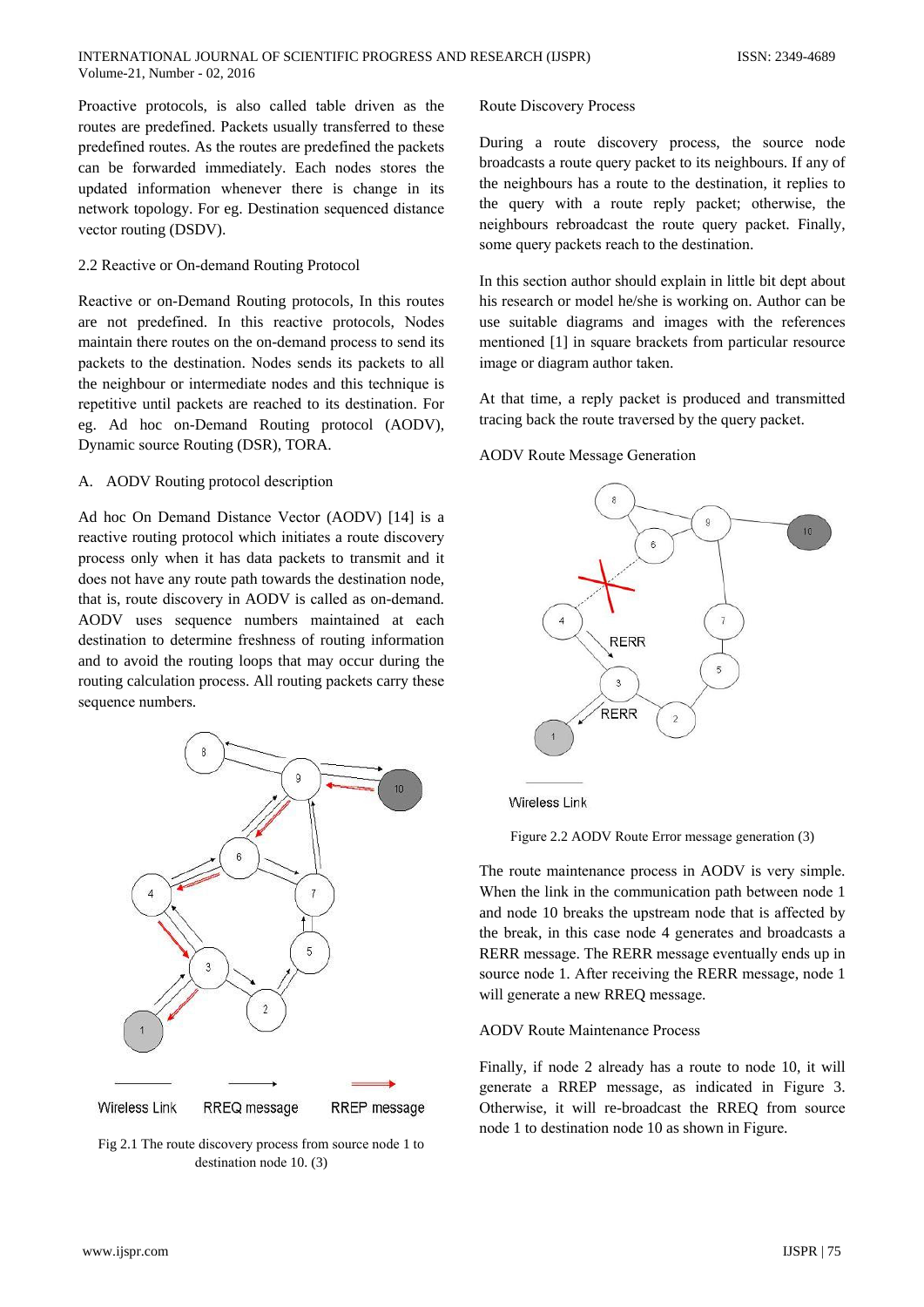Proactive protocols, is also called table driven as the routes are predefined. Packets usually transferred to these predefined routes. As the routes are predefined the packets can be forwarded immediately. Each nodes stores the updated information whenever there is change in its network topology. For eg. Destination sequenced distance vector routing (DSDV).

2.2 Reactive or On-demand Routing Protocol

Reactive or on-Demand Routing protocols, In this routes are not predefined. In this reactive protocols, Nodes maintain there routes on the on-demand process to send its packets to the destination. Nodes sends its packets to all the neighbour or intermediate nodes and this technique is repetitive until packets are reached to its destination. For eg. Ad hoc on-Demand Routing protocol (AODV), Dynamic source Routing (DSR), TORA.

A. AODV Routing protocol description

Ad hoc On Demand Distance Vector (AODV) [14] is a reactive routing protocol which initiates a route discovery process only when it has data packets to transmit and it does not have any route path towards the destination node, that is, route discovery in AODV is called as on-demand. AODV uses sequence numbers maintained at each destination to determine freshness of routing information and to avoid the routing loops that may occur during the routing calculation process. All routing packets carry these sequence numbers.

Fig 2.1 The route discovery process from source node 1 to destination node 10. (3)

Route Discovery Process

During a route discovery process, the source node broadcasts a route query packet to its neighbours. If any of the neighbours has a route to the destination, it replies to the query with a route reply packet; otherwise, the neighbours rebroadcast the route query packet. Finally, some query packets reach to the destination.

In this section author should explain in little bit dept about his research or model he/she is working on. Author can be use suitable diagrams and images with the references mentioned [1] in square brackets from particular resource image or diagram author taken.

At that time, a reply packet is produced and transmitted tracing back the route traversed by the query packet.

AODV Route Message Generation

Figure 2.2 AODV Route Error message generation (3)

The route maintenance process in AODV is very simple. When the link in the communication path between node 1 and node 10 breaks the upstream node that is affected by the break, in this case node 4 generates and broadcasts a RERR message. The RERR message eventually ends up in source node 1. After receiving the RERR message, node 1 will generate a new RREQ message.

AODV Route Maintenance Process

Finally, if node 2 already has a route to node 10, it will generate a RREP message, as indicated in Figure 3. Otherwise, it will re-broadcast the RREQ from source node 1 to destination node 10 as shown in Figure.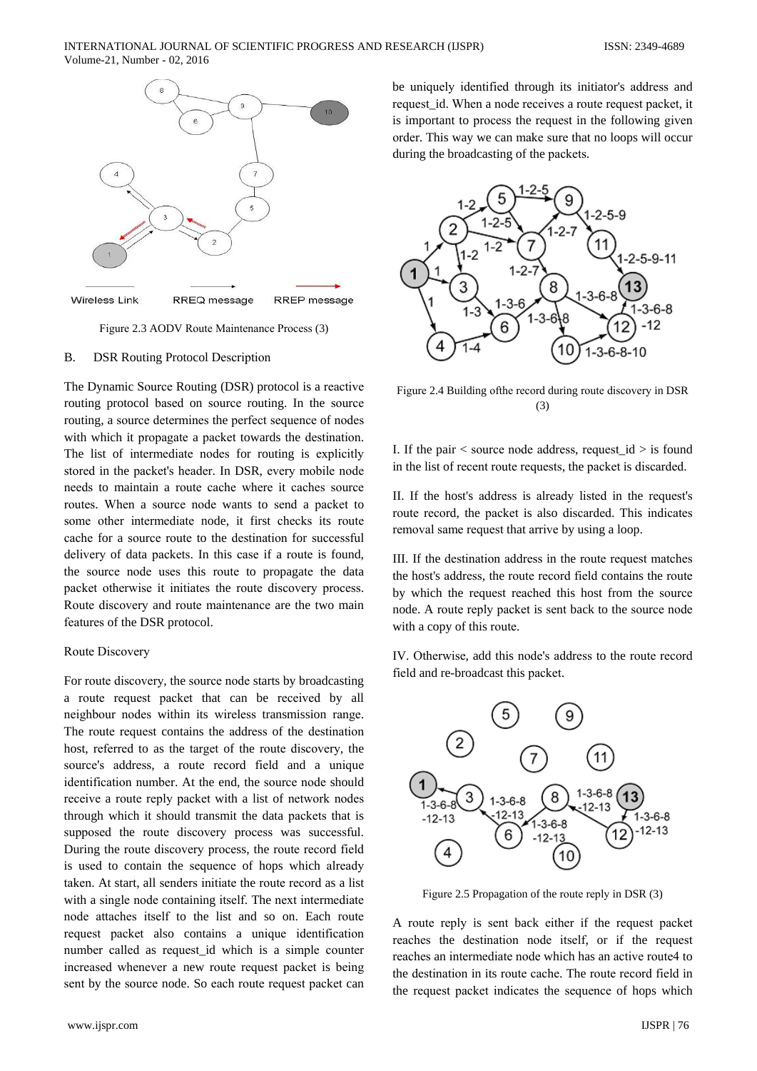Figure 2.3 AODV Route Maintenance Process (3)

B. DSR Routing Protocol Description

The Dynamic Source Routing (DSR) protocol is a reactive routing protocol based on source routing. In the source routing, a source determines the perfect sequence of nodes with which it propagate a packet towards the destination. The list of intermediate nodes for routing is explicitly stored in the packet's header. In DSR, every mobile node needs to maintain a route cache where it caches source routes. When a source node wants to send a packet to some other intermediate node, it first checks its route cache for a source route to the destination for successful delivery of data packets. In this case if a route is found, the source node uses this route to propagate the data packet otherwise it initiates the route discovery process. Route discovery and route maintenance are the two main features of the DSR protocol.

Route Discovery

For route discovery, the source node starts by broadcasting a route request packet that can be received by all neighbour nodes within its wireless transmission range. The route request contains the address of the destination host, referred to as the target of the route discovery, the source's address, a route record field and a unique identification number. At the end, the source node should receive a route reply packet with a list of network nodes through which it should transmit the data packets that is supposed the route discovery process was successful. During the route discovery process, the route record field is used to contain the sequence of hops which already taken. At start, all senders initiate the route record as a list with a single node containing itself. The next intermediate node attaches itself to the list and so on. Each route request packet also contains a unique identification number called as request_id which is a simple counter increased whenever a new route request packet is being sent by the source node. So each route request packet can be uniquely identified through its initiator's address and request_id. When a node receives a route request packet, it is important to process the request in the following given order. This way we can make sure that no loops will occur during the broadcasting of the packets.

Figure 2.4 Building ofthe record during route discovery in DSR (3)

I. If the pair < source node address, request_id > is found in the list of recent route requests, the packet is discarded.

II. If the host's address is already listed in the request's route record, the packet is also discarded. This indicates removal same request that arrive by using a loop.

III. If the destination address in the route request matches the host's address, the route record field contains the route by which the request reached this host from the source node. A route reply packet is sent back to the source node with a copy of this route.

IV. Otherwise, add this node's address to the route record field and re-broadcast this packet.

Figure 2.5 Propagation of the route reply in DSR (3)

A route reply is sent back either if the request packet reaches the destination node itself, or if the request reaches an intermediate node which has an active route4 to the destination in its route cache. The route record field in the request packet indicates the sequence of hops which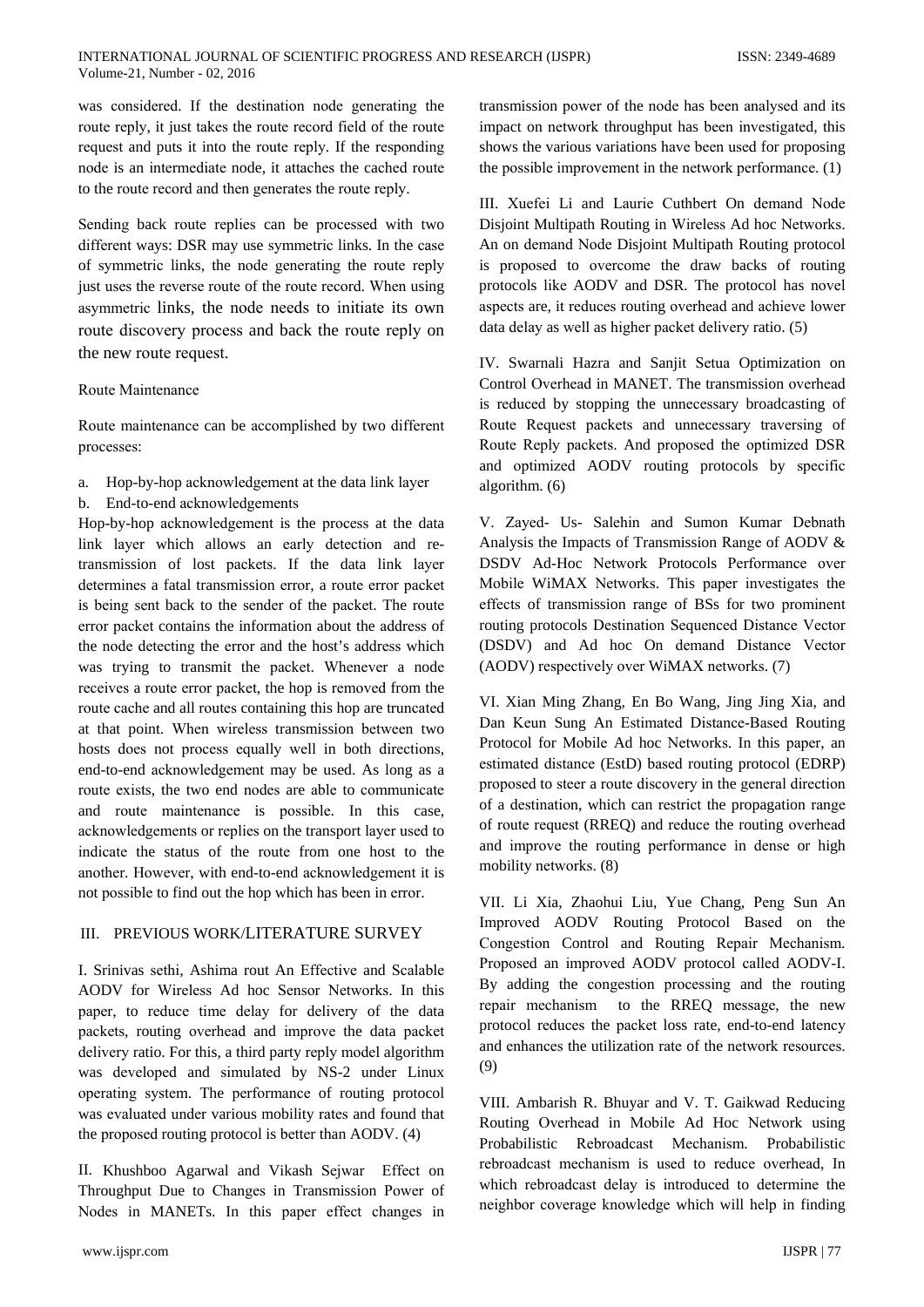was considered. If the destination node generating the route reply, it just takes the route record field of the route request and puts it into the route reply. If the responding node is an intermediate node, it attaches the cached route to the route record and then generates the route reply.

Sending back route replies can be processed with two different ways: DSR may use symmetric links. In the case of symmetric links, the node generating the route reply just uses the reverse route of the route record. When using asymmetric links, the node needs to initiate its own route discovery process and back the route reply on the new route request.

Route Maintenance

Route maintenance can be accomplished by two different processes:

a. Hop-by-hop acknowledgement at the data link layer
b. End-to-end acknowledgements

Hop-by-hop acknowledgement is the process at the data link layer which allows an early detection and re-transmission of lost packets. If the data link layer determines a fatal transmission error, a route error packet is being sent back to the sender of the packet. The route error packet contains the information about the address of the node detecting the error and the host's address which was trying to transmit the packet. Whenever a node receives a route error packet, the hop is removed from the route cache and all routes containing this hop are truncated at that point. When wireless transmission between two hosts does not process equally well in both directions, end-to-end acknowledgement may be used. As long as a route exists, the two end nodes are able to communicate and route maintenance is possible. In this case, acknowledgements or replies on the transport layer used to indicate the status of the route from one host to the another. However, with end-to-end acknowledgement it is not possible to find out the hop which has been in error.

## III. PREVIOUS WORK/LITERATURE SURVEY

I. Srinivas sethi, Ashima rout An Effective and Scalable AODV for Wireless Ad hoc Sensor Networks. In this paper, to reduce time delay for delivery of the data packets, routing overhead and improve the data packet delivery ratio. For this, a third party reply model algorithm was developed and simulated by NS-2 under Linux operating system. The performance of routing protocol was evaluated under various mobility rates and found that the proposed routing protocol is better than AODV. (4)

II. Khushboo Agarwal and Vikash Sejwar Effect on Throughput Due to Changes in Transmission Power of Nodes in MANETs. In this paper effect changes in transmission power of the node has been analysed and its impact on network throughput has been investigated, this shows the various variations have been used for proposing the possible improvement in the network performance. (1)

III. Xuefei Li and Laurie Cuthbert On demand Node Disjoint Multipath Routing in Wireless Ad hoc Networks. An on demand Node Disjoint Multipath Routing protocol is proposed to overcome the draw backs of routing protocols like AODV and DSR. The protocol has novel aspects are, it reduces routing overhead and achieve lower data delay as well as higher packet delivery ratio. (5)

IV. Swarnali Hazra and Sanjit Setua Optimization on Control Overhead in MANET. The transmission overhead is reduced by stopping the unnecessary broadcasting of Route Request packets and unnecessary traversing of Route Reply packets. And proposed the optimized DSR and optimized AODV routing protocols by specific algorithm. (6)

V. Zayed- Us- Salehin and Sumon Kumar Debnath Analysis the Impacts of Transmission Range of AODV & DSDV Ad-Hoc Network Protocols Performance over Mobile WiMAX Networks. This paper investigates the effects of transmission range of BSs for two prominent routing protocols Destination Sequenced Distance Vector (DSDV) and Ad hoc On demand Distance Vector (AODV) respectively over WiMAX networks. (7)

VI. Xian Ming Zhang, En Bo Wang, Jing Jing Xia, and Dan Keun Sung An Estimated Distance-Based Routing Protocol for Mobile Ad hoc Networks. In this paper, an estimated distance (EstD) based routing protocol (EDRP) proposed to steer a route discovery in the general direction of a destination, which can restrict the propagation range of route request (RREQ) and reduce the routing overhead and improve the routing performance in dense or high mobility networks. (8)

VII. Li Xia, Zhaohui Liu, Yue Chang, Peng Sun An Improved AODV Routing Protocol Based on the Congestion Control and Routing Repair Mechanism. Proposed an improved AODV protocol called AODV-I. By adding the congestion processing and the routing repair mechanism to the RREQ message, the new protocol reduces the packet loss rate, end-to-end latency and enhances the utilization rate of the network resources. (9)

VIII. Ambarish R. Bhuyar and V. T. Gaikwad Reducing Routing Overhead in Mobile Ad Hoc Network using Probabilistic Rebroadcast Mechanism. Probabilistic rebroadcast mechanism is used to reduce overhead, In which rebroadcast delay is introduced to determine the neighbor coverage knowledge which will help in finding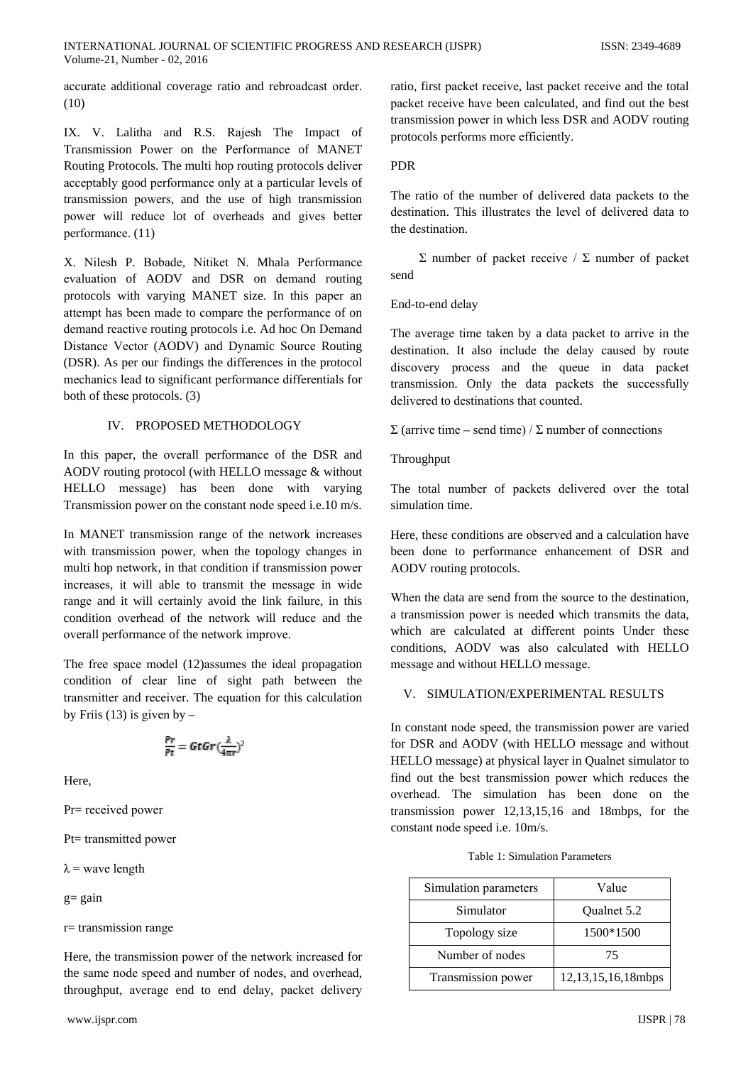accurate additional coverage ratio and rebroadcast order. (10)

IX. V. Lalitha and R.S. Rajesh The Impact of Transmission Power on the Performance of MANET Routing Protocols. The multi hop routing protocols deliver acceptably good performance only at a particular levels of transmission powers, and the use of high transmission power will reduce lot of overheads and gives better performance. (11)

X. Nilesh P. Bobade, Nitiket N. Mhala Performance evaluation of AODV and DSR on demand routing protocols with varying MANET size. In this paper an attempt has been made to compare the performance of on demand reactive routing protocols i.e. Ad hoc On Demand Distance Vector (AODV) and Dynamic Source Routing (DSR). As per our findings the differences in the protocol mechanics lead to significant performance differentials for both of these protocols. (3)

## IV. PROPOSED METHODOLOGY

In this paper, the overall performance of the DSR and AODV routing protocol (with HELLO message & without HELLO message) has been done with varying Transmission power on the constant node speed i.e.10 m/s.

In MANET transmission range of the network increases with transmission power, when the topology changes in multi hop network, in that condition if transmission power increases, it will able to transmit the message in wide range and it will certainly avoid the link failure, in this condition overhead of the network will reduce and the overall performance of the network improve.

The free space model (12)assumes the ideal propagation condition of clear line of sight path between the transmitter and receiver. The equation for this calculation by Friis (13) is given by –

$$\frac{Pr}{Pt} = GtGr\left(\frac{\lambda}{4\pi r}\right)^2$$

Here,

Pr= received power

Pt= transmitted power

λ = wave length

g= gain

r= transmission range

Here, the transmission power of the network increased for the same node speed and number of nodes, and overhead, throughput, average end to end delay, packet delivery ratio, first packet receive, last packet receive and the total packet receive have been calculated, and find out the best transmission power in which less DSR and AODV routing protocols performs more efficiently.

PDR

The ratio of the number of delivered data packets to the destination. This illustrates the level of delivered data to the destination.

Σ number of packet receive / Σ number of packet send

End-to-end delay

The average time taken by a data packet to arrive in the destination. It also include the delay caused by route discovery process and the queue in data packet transmission. Only the data packets the successfully delivered to destinations that counted.

Σ (arrive time – send time) / Σ number of connections

Throughput

The total number of packets delivered over the total simulation time.

Here, these conditions are observed and a calculation have been done to performance enhancement of DSR and AODV routing protocols.

When the data are send from the source to the destination, a transmission power is needed which transmits the data, which are calculated at different points Under these conditions, AODV was also calculated with HELLO message and without HELLO message.

## V. SIMULATION/EXPERIMENTAL RESULTS

In constant node speed, the transmission power are varied for DSR and AODV (with HELLO message and without HELLO message) at physical layer in Qualnet simulator to find out the best transmission power which reduces the overhead. The simulation has been done on the transmission power 12,13,15,16 and 18mbps, for the constant node speed i.e. 10m/s.

Table 1: Simulation Parameters

| Simulation parameters | Value |
|---|---|
| Simulator | Qualnet 5.2 |
| Topology size | 1500*1500 |
| Number of nodes | 75 |
| Transmission power | 12,13,15,16,18mbps |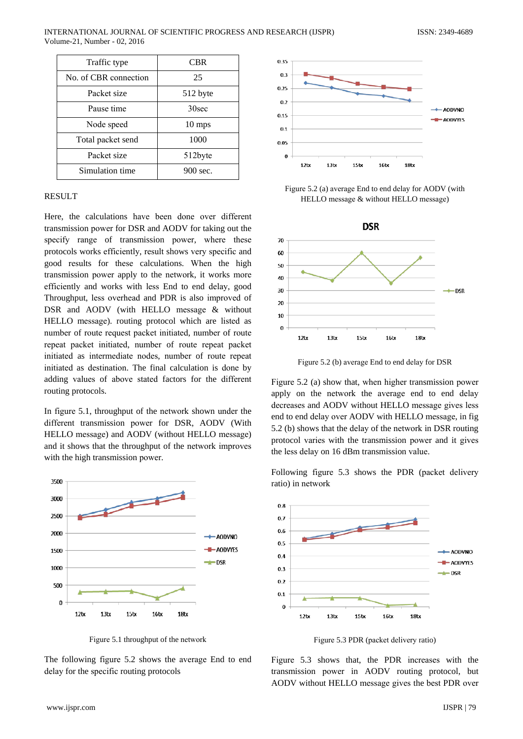| Traffic type | CBR |
|---|---|
| No. of CBR connection | 25 |
| Packet size | 512 byte |
| Pause time | 30sec |
| Node speed | 10 mps |
| Total packet send | 1000 |
| Packet size | 512byte |
| Simulation time | 900 sec. |

## RESULT

Here, the calculations have been done over different transmission power for DSR and AODV for taking out the specify range of transmission power, where these protocols works efficiently, result shows very specific and good results for these calculations. When the high transmission power apply to the network, it works more efficiently and works with less End to end delay, good Throughput, less overhead and PDR is also improved of DSR and AODV (with HELLO message & without HELLO message). routing protocol which are listed as number of route request packet initiated, number of route repeat packet initiated, number of route repeat packet initiated as intermediate nodes, number of route repeat initiated as destination. The final calculation is done by adding values of above stated factors for the different routing protocols.

In figure 5.1, throughput of the network shown under the different transmission power for DSR, AODV (With HELLO message) and AODV (without HELLO message) and it shows that the throughput of the network improves with the high transmission power.

Figure 5.1 throughput of the network

The following figure 5.2 shows the average End to end delay for the specific routing protocols

Figure 5.2 (a) average End to end delay for AODV (with HELLO message & without HELLO message)

Figure 5.2 (b) average End to end delay for DSR

Figure 5.2 (a) show that, when higher transmission power apply on the network the average end to end delay decreases and AODV without HELLO message gives less end to end delay over AODV with HELLO message, in fig 5.2 (b) shows that the delay of the network in DSR routing protocol varies with the transmission power and it gives the less delay on 16 dBm transmission value.

Following figure 5.3 shows the PDR (packet delivery ratio) in network

Figure 5.3 PDR (packet delivery ratio)

Figure 5.3 shows that, the PDR increases with the transmission power in AODV routing protocol, but AODV without HELLO message gives the best PDR over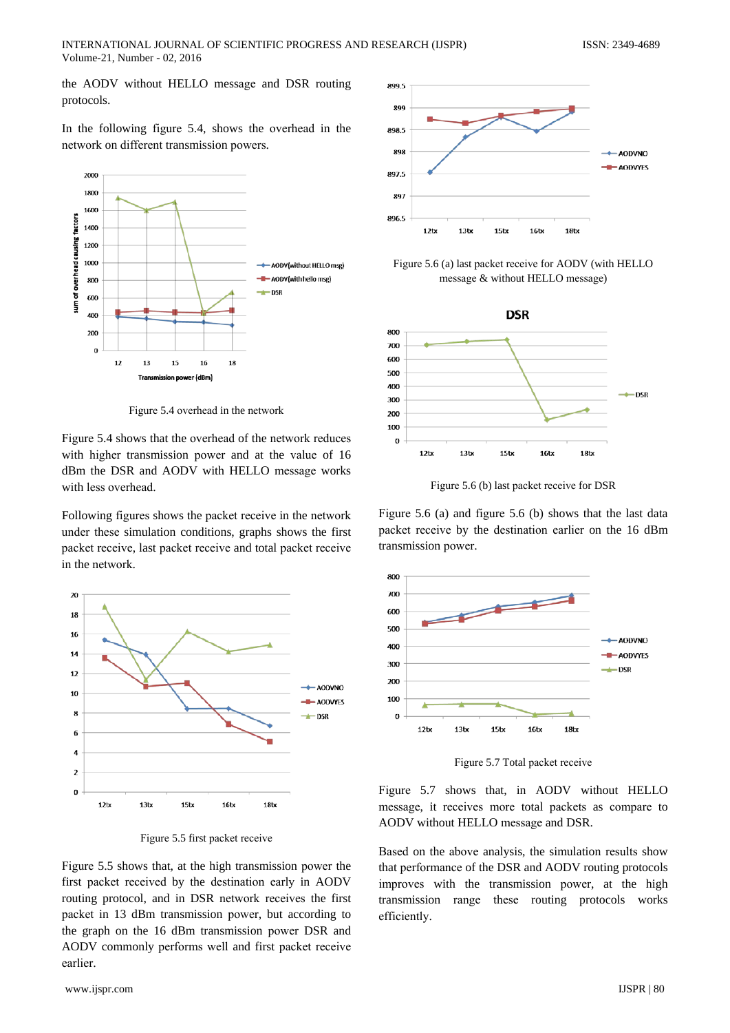the AODV without HELLO message and DSR routing protocols.

In the following figure 5.4, shows the overhead in the network on different transmission powers.

Figure 5.4 overhead in the network

Figure 5.4 shows that the overhead of the network reduces with higher transmission power and at the value of 16 dBm the DSR and AODV with HELLO message works with less overhead.

Following figures shows the packet receive in the network under these simulation conditions, graphs shows the first packet receive, last packet receive and total packet receive in the network.

Figure 5.5 first packet receive

Figure 5.5 shows that, at the high transmission power the first packet received by the destination early in AODV routing protocol, and in DSR network receives the first packet in 13 dBm transmission power, but according to the graph on the 16 dBm transmission power DSR and AODV commonly performs well and first packet receive earlier.

Figure 5.6 (a) last packet receive for AODV (with HELLO message & without HELLO message)

Figure 5.6 (b) last packet receive for DSR

Figure 5.6 (a) and figure 5.6 (b) shows that the last data packet receive by the destination earlier on the 16 dBm transmission power.

Figure 5.7 Total packet receive

Figure 5.7 shows that, in AODV without HELLO message, it receives more total packets as compare to AODV without HELLO message and DSR.

Based on the above analysis, the simulation results show that performance of the DSR and AODV routing protocols improves with the transmission power, at the high transmission range these routing protocols works efficiently.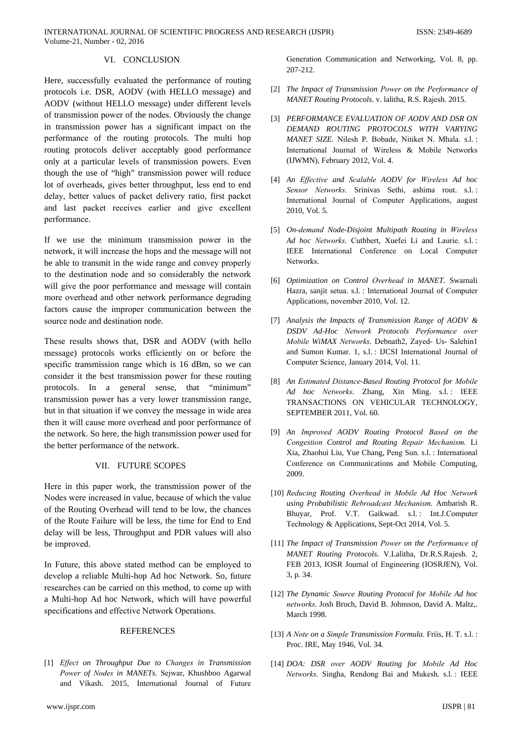## VI. CONCLUSION

Here, successfully evaluated the performance of routing protocols i.e. DSR, AODV (with HELLO message) and AODV (without HELLO message) under different levels of transmission power of the nodes. Obviously the change in transmission power has a significant impact on the performance of the routing protocols. The multi hop routing protocols deliver acceptably good performance only at a particular levels of transmission powers. Even though the use of "high" transmission power will reduce lot of overheads, gives better throughput, less end to end delay, better values of packet delivery ratio, first packet and last packet receives earlier and give excellent performance.

If we use the minimum transmission power in the network, it will increase the hops and the message will not be able to transmit in the wide range and convey properly to the destination node and so considerably the network will give the poor performance and message will contain more overhead and other network performance degrading factors cause the improper communication between the source node and destination node.

These results shows that, DSR and AODV (with hello message) protocols works efficiently on or before the specific transmission range which is 16 dBm, so we can consider it the best transmission power for these routing protocols. In a general sense, that "minimum" transmission power has a very lower transmission range, but in that situation if we convey the message in wide area then it will cause more overhead and poor performance of the network. So here, the high transmission power used for the better performance of the network.

## VII. FUTURE SCOPES

Here in this paper work, the transmission power of the Nodes were increased in value, because of which the value of the Routing Overhead will tend to be low, the chances of the Route Failure will be less, the time for End to End delay will be less, Throughput and PDR values will also be improved.

In Future, this above stated method can be employed to develop a reliable Multi-hop Ad hoc Network. So, future researches can be carried on this method, to come up with a Multi-hop Ad hoc Network, which will have powerful specifications and effective Network Operations.

## REFERENCES

[1] *Effect on Throughput Due to Changes in Transmission Power of Nodes in MANETs.* Sejwar, Khushboo Agarwal and Vikash. 2015, International Journal of Future Generation Communication and Networking, Vol. 8, pp. 207-212.

[2] *The Impact of Transmission Power on the Performance of MANET Routing Protocols.* v. lalitha, R.S. Rajesh. 2015.

[3] *PERFORMANCE EVALUATION OF AODV AND DSR ON DEMAND ROUTING PROTOCOLS WITH VARYING MANET SIZE.* Nilesh P. Bobade, Nitiket N. Mhala. s.l. : International Journal of Wireless & Mobile Networks (IJWMN), February 2012, Vol. 4.

[4] *An Effective and Scalable AODV for Wireless Ad hoc Sensor Networks.* Srinivas Sethi, ashima rout. s.l. : International Journal of Computer Applications, august 2010, Vol. 5.

[5] *On-demand Node-Disjoint Multipath Routing in Wireless Ad hoc Networks.* Cuthbert, Xuefei Li and Laurie. s.l. : IEEE International Conference on Local Computer Networks.

[6] *Optimization on Control Overhead in MANET.* Swarnali Hazra, sanjit setua. s.l. : International Journal of Computer Applications, november 2010, Vol. 12.

[7] *Analysis the Impacts of Transmission Range of AODV & DSDV Ad-Hoc Network Protocols Performance over Mobile WiMAX Networks.* Debnath2, Zayed- Us- Salehin1 and Sumon Kumar. 1, s.l. : IJCSI International Journal of Computer Science, January 2014, Vol. 11.

[8] *An Estimated Distance-Based Routing Protocol for Mobile Ad hoc Networks.* Zhang, Xin Ming. s.l. : IEEE TRANSACTIONS ON VEHICULAR TECHNOLOGY, SEPTEMBER 2011, Vol. 60.

[9] *An Improved AODV Routing Protocol Based on the Congestion Control and Routing Repair Mechanism.* Li Xia, Zhaohui Liu, Yue Chang, Peng Sun. s.l. : International Conference on Communications and Mobile Computing, 2009.

[10] *Reducing Routing Overhead in Mobile Ad Hoc Network using Probabilistic Rebroadcast Mechanism.* Ambarish R. Bhuyar, Prof. V.T. Gaikwad. s.l. : Int.J.Computer Technology & Applications, Sept-Oct 2014, Vol. 5.

[11] *The Impact of Transmission Power on the Performance of MANET Routing Protocols.* V.Lalitha, Dr.R.S.Rajesh. 2, FEB 2013, IOSR Journal of Engineering (IOSRJEN), Vol. 3, p. 34.

[12] *The Dynamic Source Routing Protocol for Mobile Ad hoc networks.* Josh Broch, David B. Johnsson, David A. Maltz,. March 1998.

[13] *A Note on a Simple Transmission Formula.* Friis, H. T. s.l. : Proc. IRE, May 1946, Vol. 34.

[14] *DOA: DSR over AODV Routing for Mobile Ad Hoc Networks.* Singha, Rendong Bai and Mukesh. s.l. : IEEE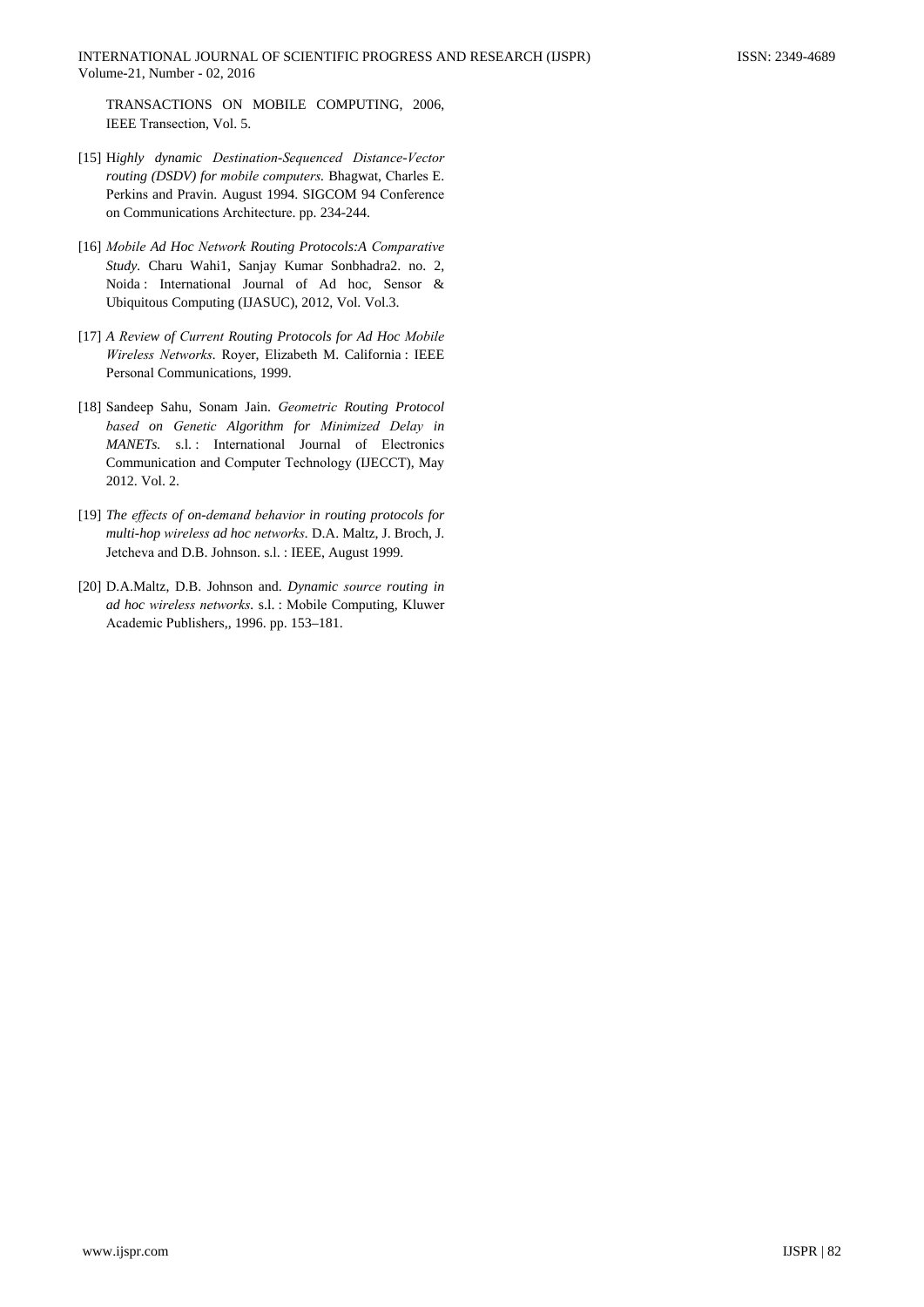TRANSACTIONS ON MOBILE COMPUTING, 2006, IEEE Transection, Vol. 5.

[15] H*ighly dynamic Destination-Sequenced Distance-Vector routing (DSDV) for mobile computers.* Bhagwat, Charles E. Perkins and Pravin. August 1994. SIGCOM 94 Conference on Communications Architecture. pp. 234-244.

[16] *Mobile Ad Hoc Network Routing Protocols:A Comparative Study.* Charu Wahi1, Sanjay Kumar Sonbhadra2. no. 2, Noida : International Journal of Ad hoc, Sensor & Ubiquitous Computing (IJASUC), 2012, Vol. Vol.3.

[17] *A Review of Current Routing Protocols for Ad Hoc Mobile Wireless Networks.* Royer, Elizabeth M. California : IEEE Personal Communications, 1999.

[18] Sandeep Sahu, Sonam Jain. *Geometric Routing Protocol based on Genetic Algorithm for Minimized Delay in MANETs.* s.l. : International Journal of Electronics Communication and Computer Technology (IJECCT), May 2012. Vol. 2.

[19] *The effects of on-demand behavior in routing protocols for multi-hop wireless ad hoc networks.* D.A. Maltz, J. Broch, J. Jetcheva and D.B. Johnson. s.l. : IEEE, August 1999.

[20] D.A.Maltz, D.B. Johnson and. *Dynamic source routing in ad hoc wireless networks.* s.l. : Mobile Computing, Kluwer Academic Publishers,, 1996. pp. 153–181.